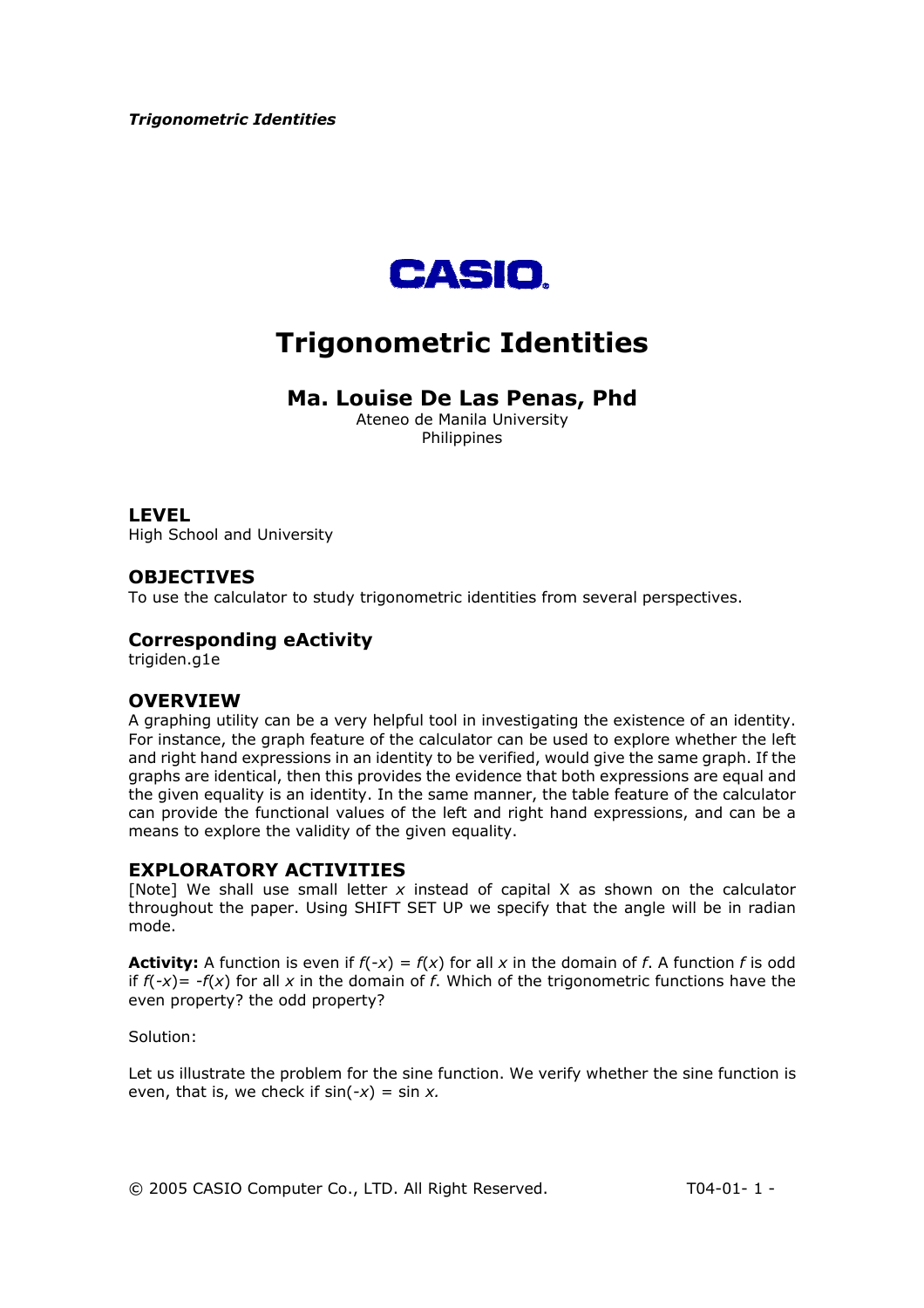CASIO

# Trigonometric Identities

## Ma. Louise De Las Penas, Phd

Ateneo de Manila University
Philippines

### LEVEL

High School and University

### OBJECTIVES

To use the calculator to study trigonometric identities from several perspectives.

### Corresponding eActivity

trigiden.g1e

### OVERVIEW

A graphing utility can be a very helpful tool in investigating the existence of an identity. For instance, the graph feature of the calculator can be used to explore whether the left and right hand expressions in an identity to be verified, would give the same graph. If the graphs are identical, then this provides the evidence that both expressions are equal and the given equality is an identity. In the same manner, the table feature of the calculator can provide the functional values of the left and right hand expressions, and can be a means to explore the validity of the given equality.

### EXPLORATORY ACTIVITIES

[Note] We shall use small letter $x$ instead of capital X as shown on the calculator throughout the paper. Using SHIFT SET UP we specify that the angle will be in radian mode.

**Activity:** A function is even if $f(-x) = f(x)$ for all $x$ in the domain of $f$. A function $f$ is odd if $f(-x) = -f(x)$ for all $x$ in the domain of $f$. Which of the trigonometric functions have the even property? the odd property?

Solution:

Let us illustrate the problem for the sine function. We verify whether the sine function is even, that is, we check if $\sin(-x) = \sin x$.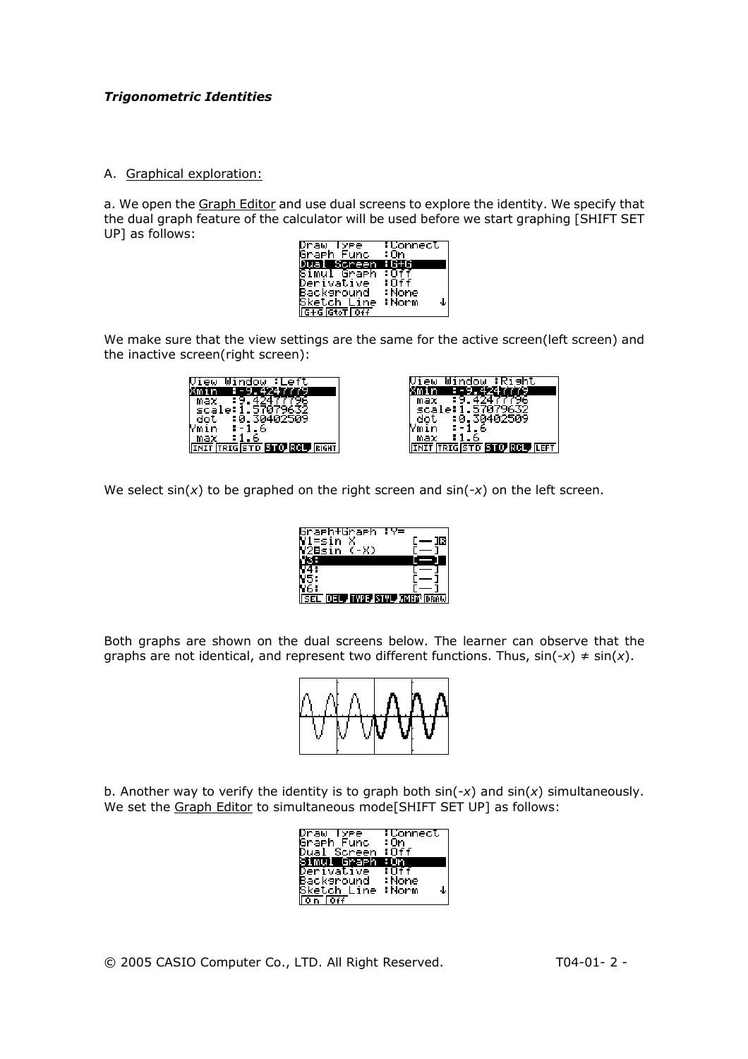*Trigonometric Identities*

A. Graphical exploration:

a. We open the Graph Editor and use dual screens to explore the identity. We specify that the dual graph feature of the calculator will be used before we start graphing [SHIFT SET UP] as follows:

We make sure that the view settings are the same for the active screen(left screen) and the inactive screen(right screen):

We select sin($x$) to be graphed on the right screen and sin($-x$) on the left screen.

Both graphs are shown on the dual screens below. The learner can observe that the graphs are not identical, and represent two different functions. Thus, $\sin(-x) \neq \sin(x)$.

b. Another way to verify the identity is to graph both sin($-x$) and sin($x$) simultaneously. We set the Graph Editor to simultaneous mode[SHIFT SET UP] as follows: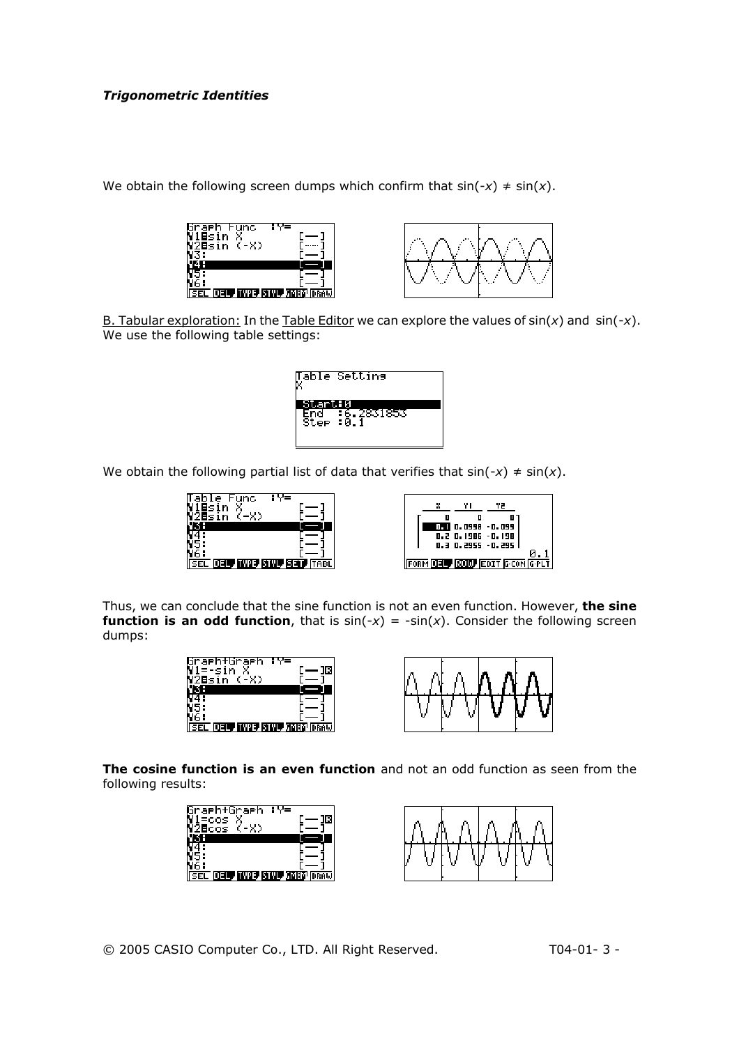We obtain the following screen dumps which confirm that $\sin(-x) \neq \sin(x)$.

B. Tabular exploration: In the Table Editor we can explore the values of $\sin(x)$ and $\sin(-x)$. We use the following table settings:

We obtain the following partial list of data that verifies that $\sin(-x) \neq \sin(x)$.

Thus, we can conclude that the sine function is not an even function. However, **the sine function is an odd function**, that is $\sin(-x) = -\sin(x)$. Consider the following screen dumps:

**The cosine function is an even function** and not an odd function as seen from the following results: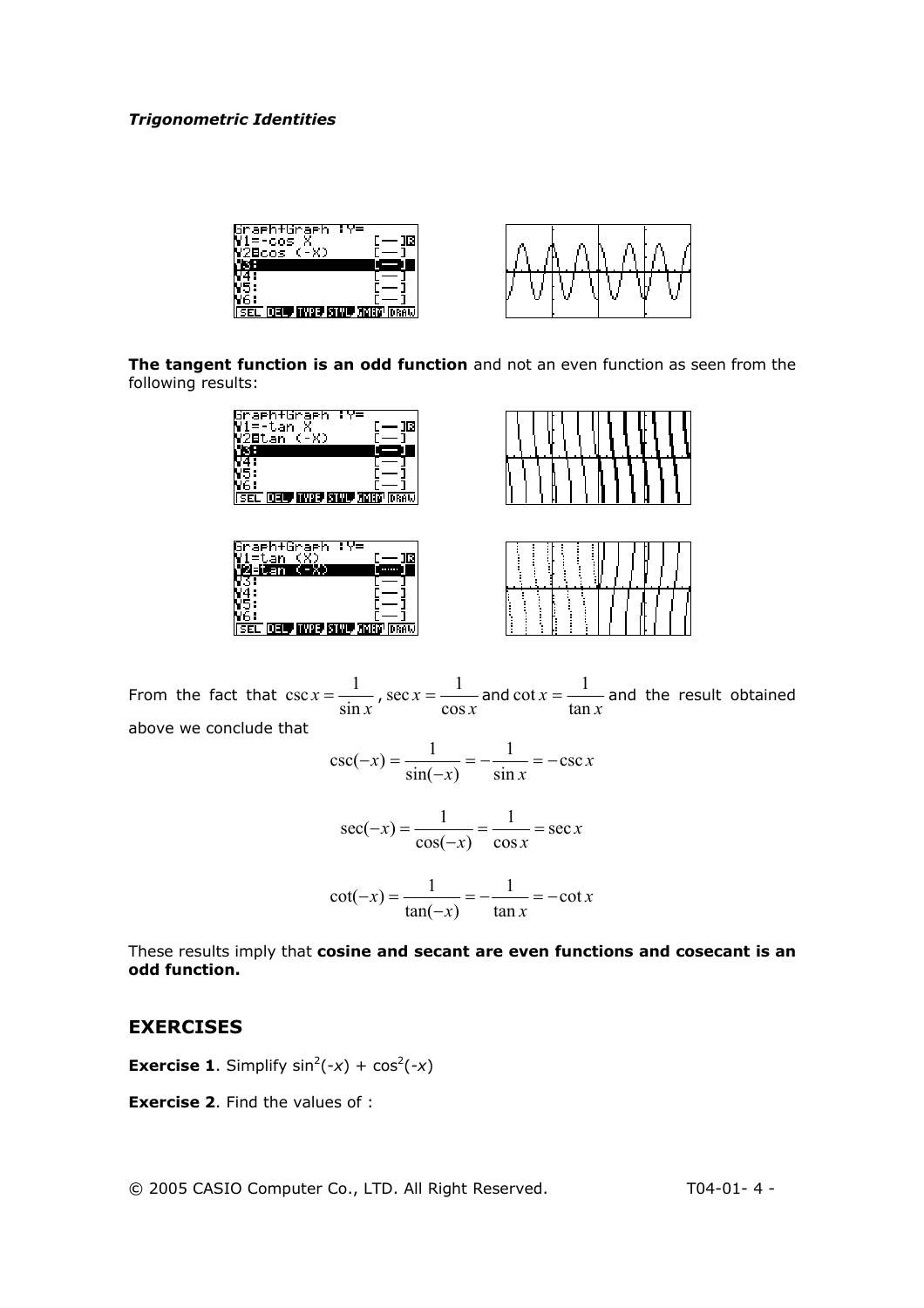**The tangent function is an odd function** and not an even function as seen from the following results:

From the fact that $\csc x = \dfrac{1}{\sin x}$, $\sec x = \dfrac{1}{\cos x}$ and $\cot x = \dfrac{1}{\tan x}$ and the result obtained above we conclude that

$$\csc(-x) = \frac{1}{\sin(-x)} = -\frac{1}{\sin x} = -\csc x$$

$$\sec(-x) = \frac{1}{\cos(-x)} = \frac{1}{\cos x} = \sec x$$

$$\cot(-x) = \frac{1}{\tan(-x)} = -\frac{1}{\tan x} = -\cot x$$

These results imply that **cosine and secant are even functions and cosecant is an odd function.**

## EXERCISES

**Exercise 1**. Simplify $\sin^2(-x) + \cos^2(-x)$

**Exercise 2**. Find the values of :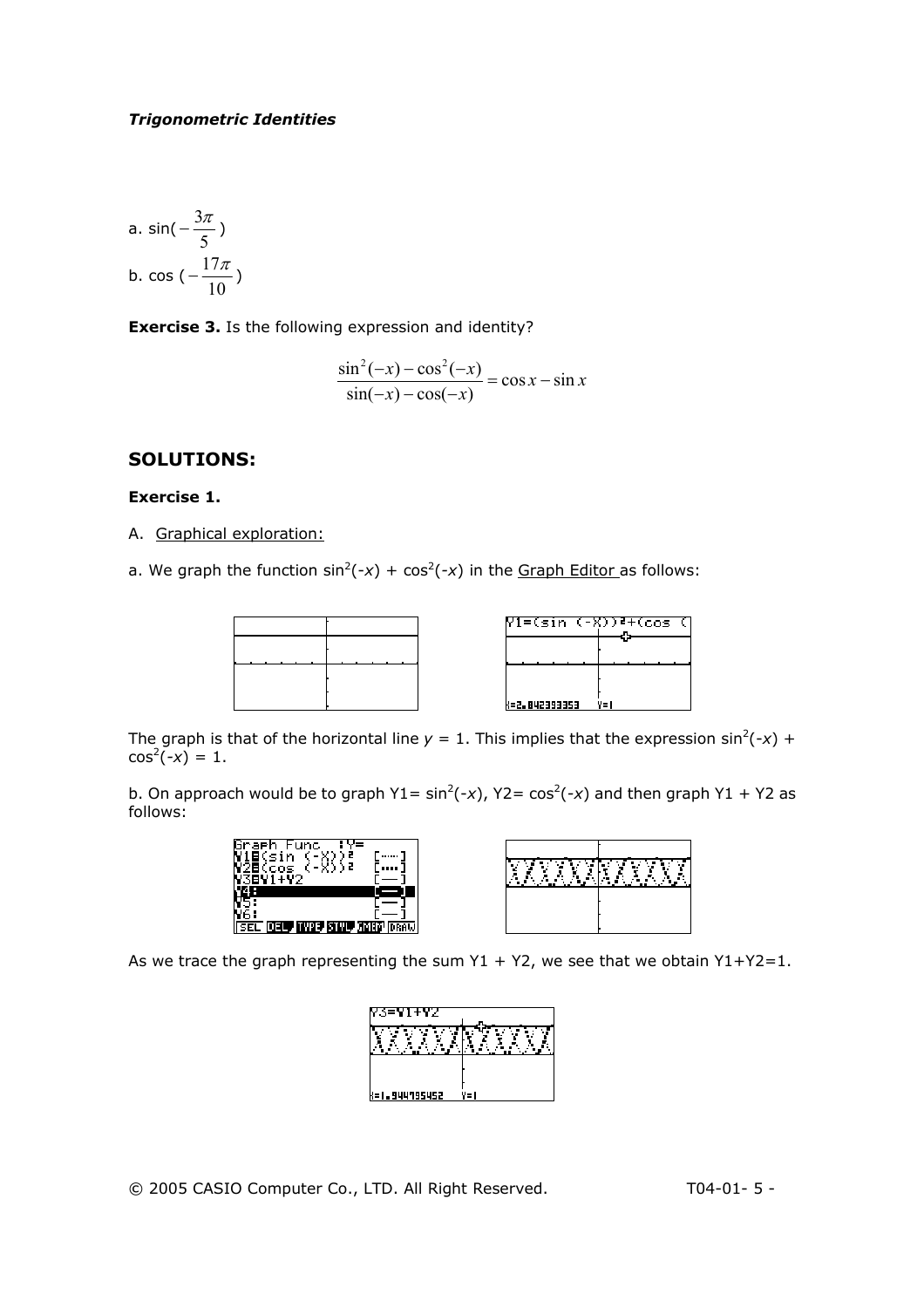a. $\sin(-\frac{3\pi}{5})$

b. $\cos(-\frac{17\pi}{10})$

**Exercise 3.** Is the following expression and identity?

$$\frac{\sin^2(-x) - \cos^2(-x)}{\sin(-x) - \cos(-x)} = \cos x - \sin x$$

## SOLUTIONS:

### Exercise 1.

A. Graphical exploration:

a. We graph the function $\sin^2(-x) + \cos^2(-x)$ in the Graph Editor as follows:

The graph is that of the horizontal line $y = 1$. This implies that the expression $\sin^2(-x) + \cos^2(-x) = 1$.

b. On approach would be to graph Y1= $\sin^2(-x)$, Y2= $\cos^2(-x)$ and then graph Y1 + Y2 as follows:

As we trace the graph representing the sum Y1 + Y2, we see that we obtain Y1+Y2=1.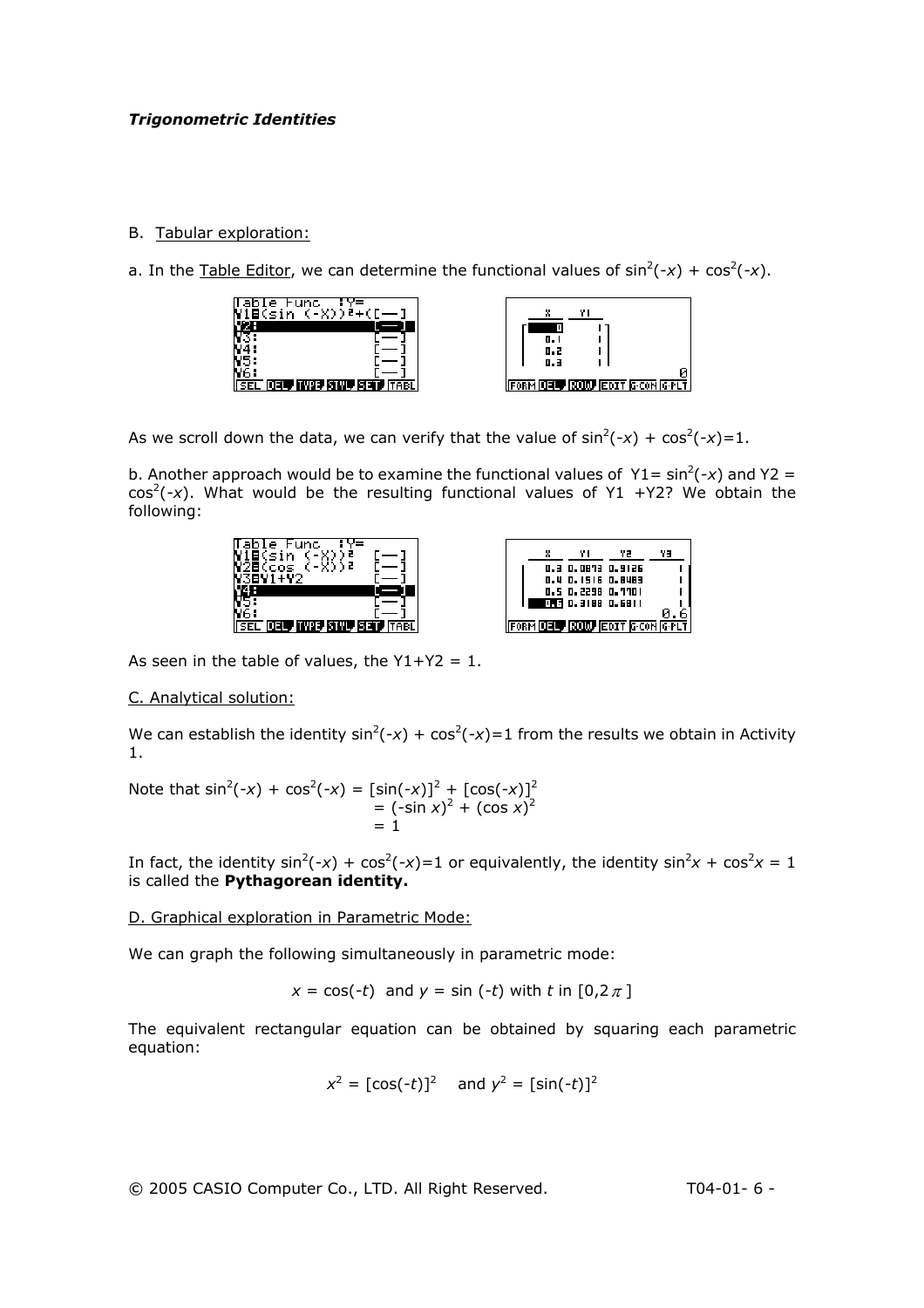*Trigonometric Identities*

B. Tabular exploration:

a. In the Table Editor, we can determine the functional values of $\sin^2(-x) + \cos^2(-x)$.

As we scroll down the data, we can verify that the value of $\sin^2(-x) + \cos^2(-x)=1$.

b. Another approach would be to examine the functional values of $Y1= \sin^2(-x)$ and $Y2 = \cos^2(-x)$. What would be the resulting functional values of Y1 +Y2? We obtain the following:

As seen in the table of values, the Y1+Y2 = 1.

C. Analytical solution:

We can establish the identity $\sin^2(-x) + \cos^2(-x)=1$ from the results we obtain in Activity 1.

Note that

$$\begin{aligned}\sin^2(-x) + \cos^2(-x) &= [\sin(-x)]^2 + [\cos(-x)]^2 \\ &= (-\sin x)^2 + (\cos x)^2 \\ &= 1\end{aligned}$$

In fact, the identity $\sin^2(-x) + \cos^2(-x)=1$ or equivalently, the identity $\sin^2 x + \cos^2 x = 1$ is called the **Pythagorean identity.**

D. Graphical exploration in Parametric Mode:

We can graph the following simultaneously in parametric mode:

$$x = \cos(-t) \text{ and } y = \sin(-t) \text{ with } t \text{ in } [0,2\pi]$$

The equivalent rectangular equation can be obtained by squaring each parametric equation:

$$x^2 = [\cos(-t)]^2 \quad \text{and } y^2 = [\sin(-t)]^2$$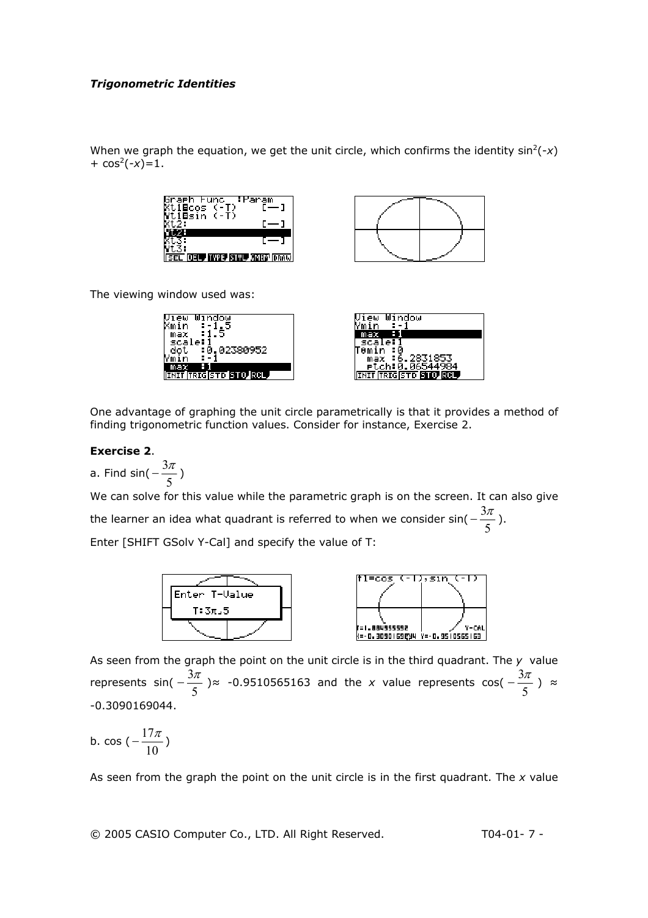When we graph the equation, we get the unit circle, which confirms the identity $\sin^2(-x) + \cos^2(-x)=1$.

The viewing window used was:

One advantage of graphing the unit circle parametrically is that it provides a method of finding trigonometric function values. Consider for instance, Exercise 2.

**Exercise 2**.

a. Find $\sin(-\frac{3\pi}{5})$

We can solve for this value while the parametric graph is on the screen. It can also give the learner an idea what quadrant is referred to when we consider $\sin(-\frac{3\pi}{5})$.

Enter [SHIFT GSolv Y-Cal] and specify the value of T:

As seen from the graph the point on the unit circle is in the third quadrant. The $y$ value represents $\sin(-\frac{3\pi}{5}) \approx -0.9510565163$ and the $x$ value represents $\cos(-\frac{3\pi}{5}) \approx -0.3090169044$.

b. $\cos(-\frac{17\pi}{10})$

As seen from the graph the point on the unit circle is in the first quadrant. The $x$ value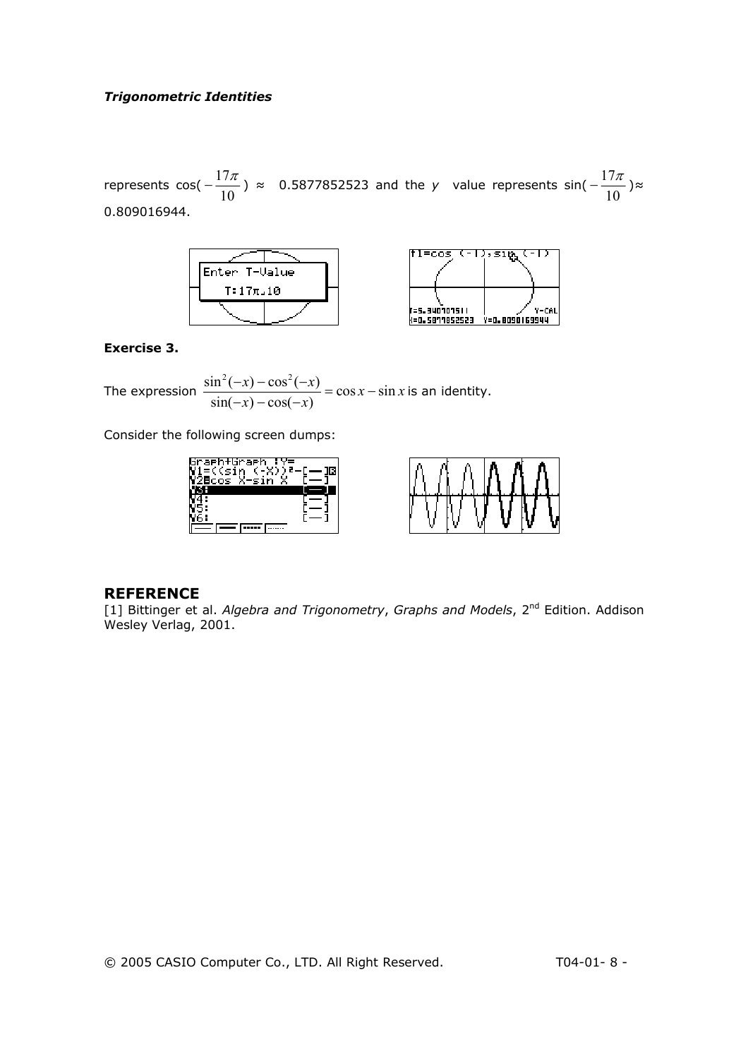represents $\cos(-\frac{17\pi}{10}) \approx$ 0.5877852523 and the $y$ value represents $\sin(-\frac{17\pi}{10}) \approx$ 0.809016944.

**Exercise 3.**

The expression $\frac{\sin^2(-x) - \cos^2(-x)}{\sin(-x) - \cos(-x)} = \cos x - \sin x$ is an identity.

Consider the following screen dumps:

## REFERENCE

[1] Bittinger et al. *Algebra and Trigonometry*, *Graphs and Models*, 2nd Edition. Addison Wesley Verlag, 2001.